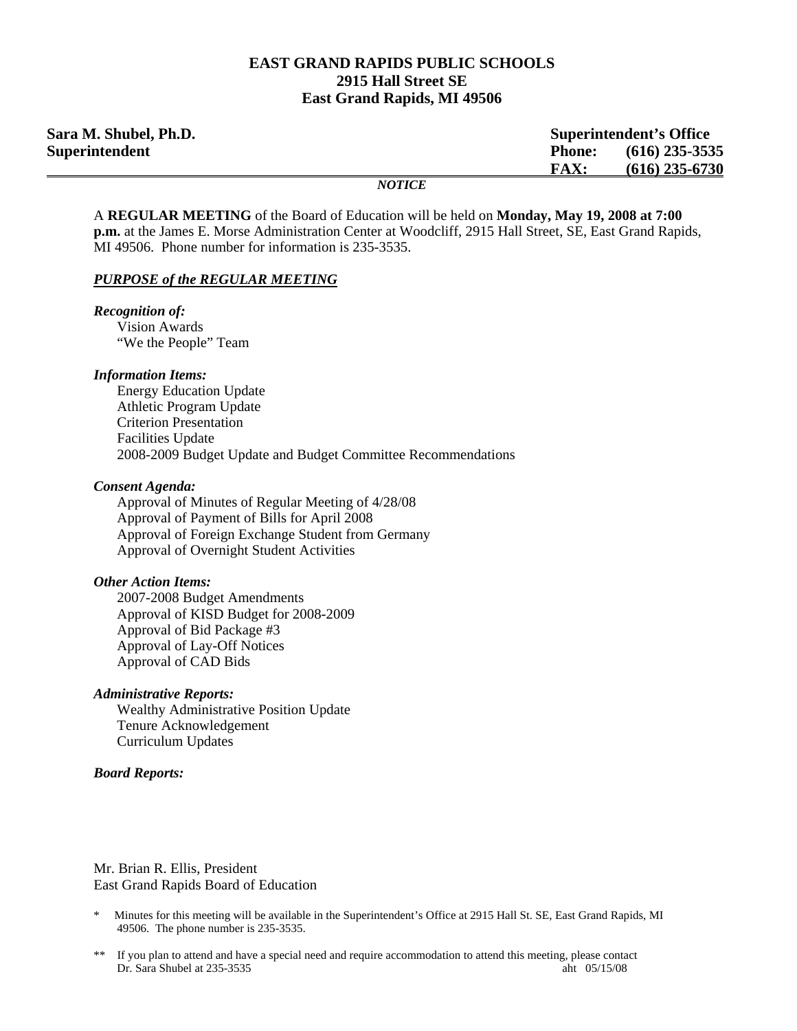**EAST GRAND RAPIDS PUBLIC SCHOOLS**
**2915 Hall Street SE**
**East Grand Rapids, MI 49506**

**Sara M. Shubel, Ph.D.**
**Superintendent**

**Superintendent's Office**
**Phone: (616) 235-3535**
**FAX: (616) 235-6730**

***NOTICE***

A **REGULAR MEETING** of the Board of Education will be held on **Monday, May 19, 2008 at 7:00 p.m.** at the James E. Morse Administration Center at Woodcliff, 2915 Hall Street, SE, East Grand Rapids, MI 49506. Phone number for information is 235-3535.

***PURPOSE of the REGULAR MEETING***

***Recognition of:***
Vision Awards
"We the People" Team

***Information Items:***
Energy Education Update
Athletic Program Update
Criterion Presentation
Facilities Update
2008-2009 Budget Update and Budget Committee Recommendations

***Consent Agenda:***
Approval of Minutes of Regular Meeting of 4/28/08
Approval of Payment of Bills for April 2008
Approval of Foreign Exchange Student from Germany
Approval of Overnight Student Activities

***Other Action Items:***
2007-2008 Budget Amendments
Approval of KISD Budget for 2008-2009
Approval of Bid Package #3
Approval of Lay-Off Notices
Approval of CAD Bids

***Administrative Reports:***
Wealthy Administrative Position Update
Tenure Acknowledgement
Curriculum Updates

***Board Reports:***

Mr. Brian R. Ellis, President
East Grand Rapids Board of Education

\* Minutes for this meeting will be available in the Superintendent's Office at 2915 Hall St. SE, East Grand Rapids, MI 49506. The phone number is 235-3535.

\*\* If you plan to attend and have a special need and require accommodation to attend this meeting, please contact Dr. Sara Shubel at 235-3535

aht 05/15/08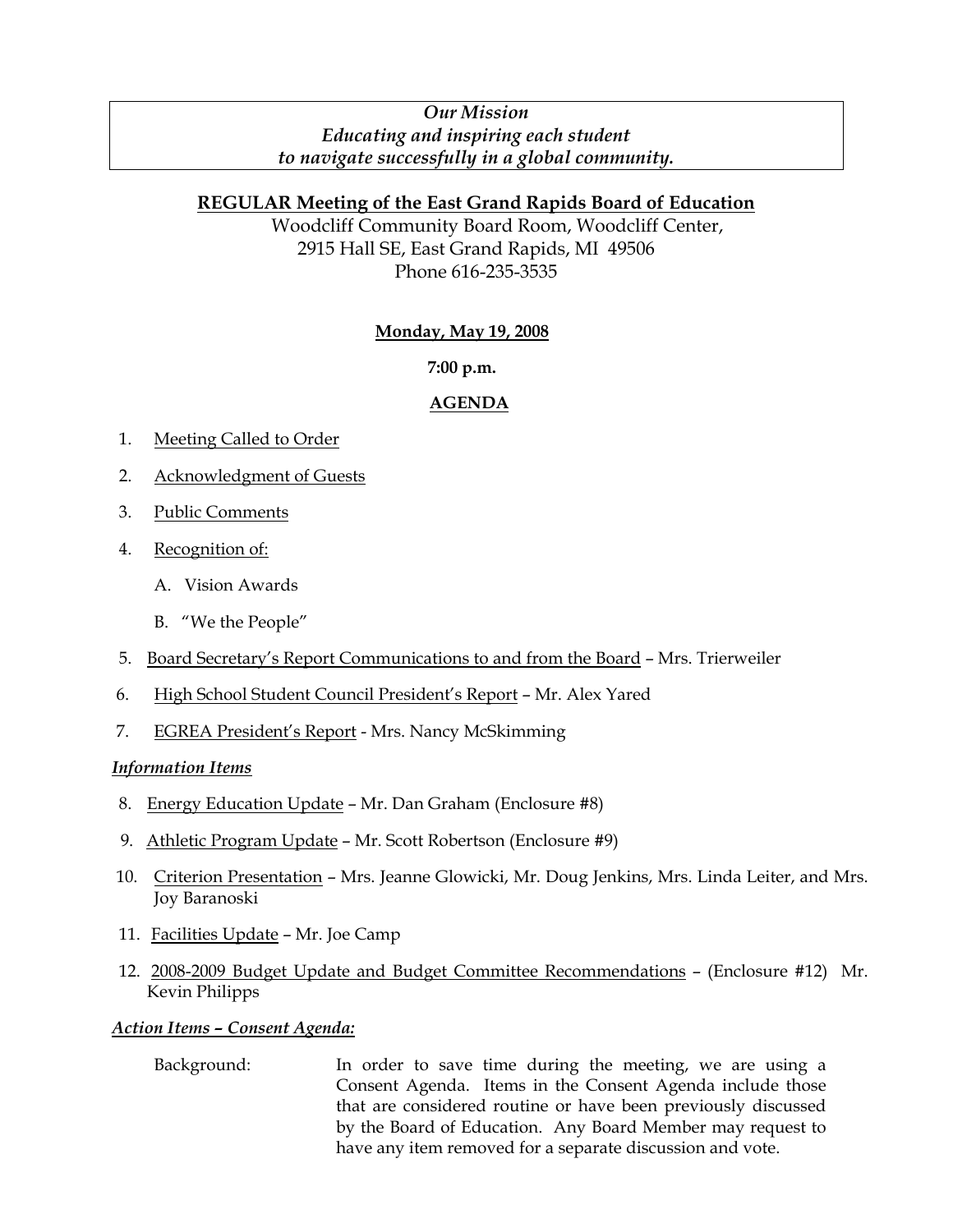*Our Mission*
*Educating and inspiring each student*
*to navigate successfully in a global community.*

## REGULAR Meeting of the East Grand Rapids Board of Education

Woodcliff Community Board Room, Woodcliff Center,
2915 Hall SE, East Grand Rapids, MI 49506
Phone 616-235-3535

**Monday, May 19, 2008**

**7:00 p.m.**

**AGENDA**

1. Meeting Called to Order
2. Acknowledgment of Guests
3. Public Comments
4. Recognition of:
   - A. Vision Awards
   - B. "We the People"
5. Board Secretary's Report Communications to and from the Board – Mrs. Trierweiler
6. High School Student Council President's Report – Mr. Alex Yared
7. EGREA President's Report - Mrs. Nancy McSkimming

***Information Items***

8. Energy Education Update – Mr. Dan Graham (Enclosure #8)
9. Athletic Program Update – Mr. Scott Robertson (Enclosure #9)
10. Criterion Presentation – Mrs. Jeanne Glowicki, Mr. Doug Jenkins, Mrs. Linda Leiter, and Mrs. Joy Baranoski
11. Facilities Update – Mr. Joe Camp
12. 2008-2009 Budget Update and Budget Committee Recommendations – (Enclosure #12) Mr. Kevin Philipps

***Action Items – Consent Agenda:***

Background: In order to save time during the meeting, we are using a Consent Agenda. Items in the Consent Agenda include those that are considered routine or have been previously discussed by the Board of Education. Any Board Member may request to have any item removed for a separate discussion and vote.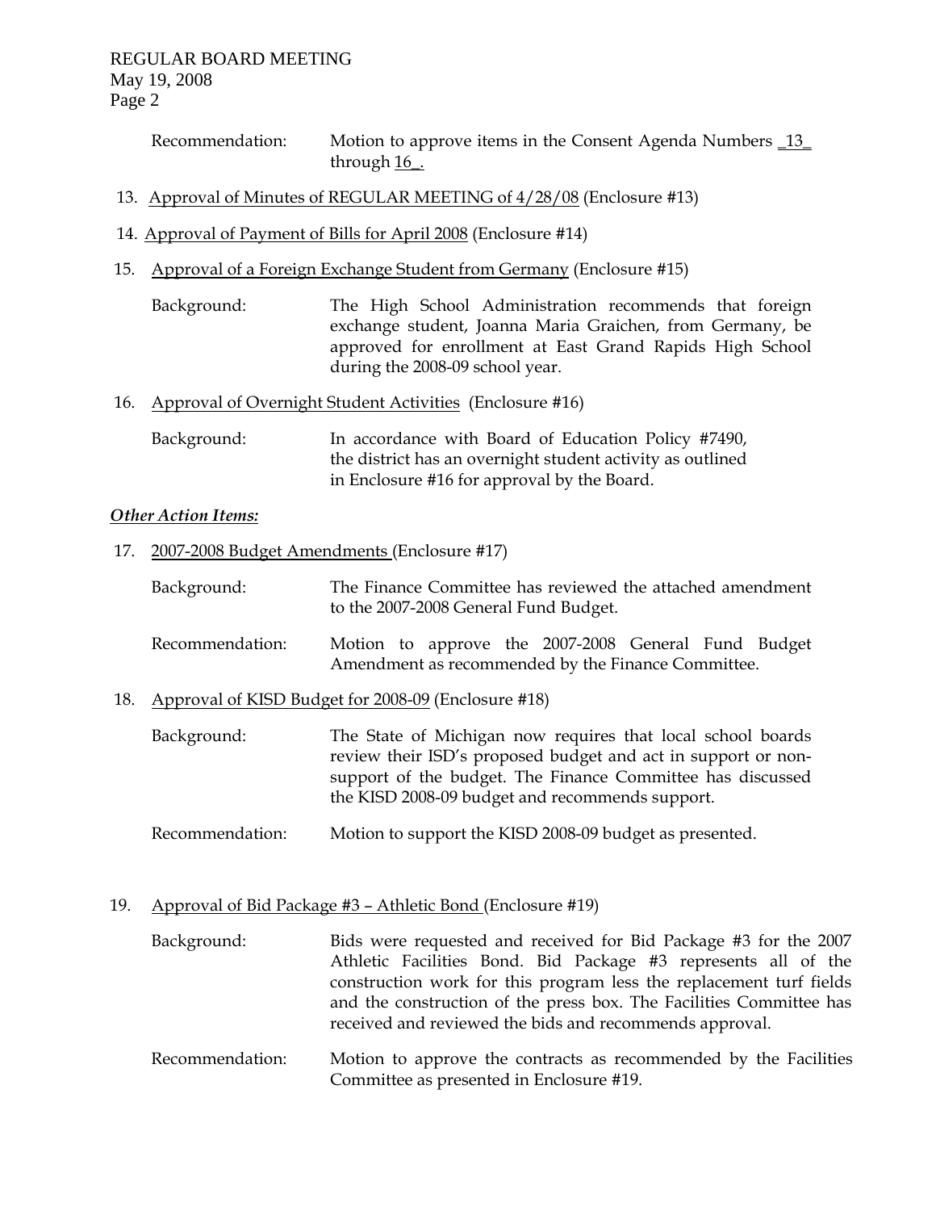Recommendation: Motion to approve items in the Consent Agenda Numbers _13_ through 16_.

13. Approval of Minutes of REGULAR MEETING of 4/28/08 (Enclosure #13)

14. Approval of Payment of Bills for April 2008 (Enclosure #14)

15. Approval of a Foreign Exchange Student from Germany (Enclosure #15)

    Background: The High School Administration recommends that foreign exchange student, Joanna Maria Graichen, from Germany, be approved for enrollment at East Grand Rapids High School during the 2008-09 school year.

16. Approval of Overnight Student Activities (Enclosure #16)

    Background: In accordance with Board of Education Policy #7490, the district has an overnight student activity as outlined in Enclosure #16 for approval by the Board.

***Other Action Items:***

17. 2007-2008 Budget Amendments (Enclosure #17)

    Background: The Finance Committee has reviewed the attached amendment to the 2007-2008 General Fund Budget.

    Recommendation: Motion to approve the 2007-2008 General Fund Budget Amendment as recommended by the Finance Committee.

18. Approval of KISD Budget for 2008-09 (Enclosure #18)

    Background: The State of Michigan now requires that local school boards review their ISD's proposed budget and act in support or non-support of the budget. The Finance Committee has discussed the KISD 2008-09 budget and recommends support.

    Recommendation: Motion to support the KISD 2008-09 budget as presented.

19. Approval of Bid Package #3 – Athletic Bond (Enclosure #19)

    Background: Bids were requested and received for Bid Package #3 for the 2007 Athletic Facilities Bond. Bid Package #3 represents all of the construction work for this program less the replacement turf fields and the construction of the press box. The Facilities Committee has received and reviewed the bids and recommends approval.

    Recommendation: Motion to approve the contracts as recommended by the Facilities Committee as presented in Enclosure #19.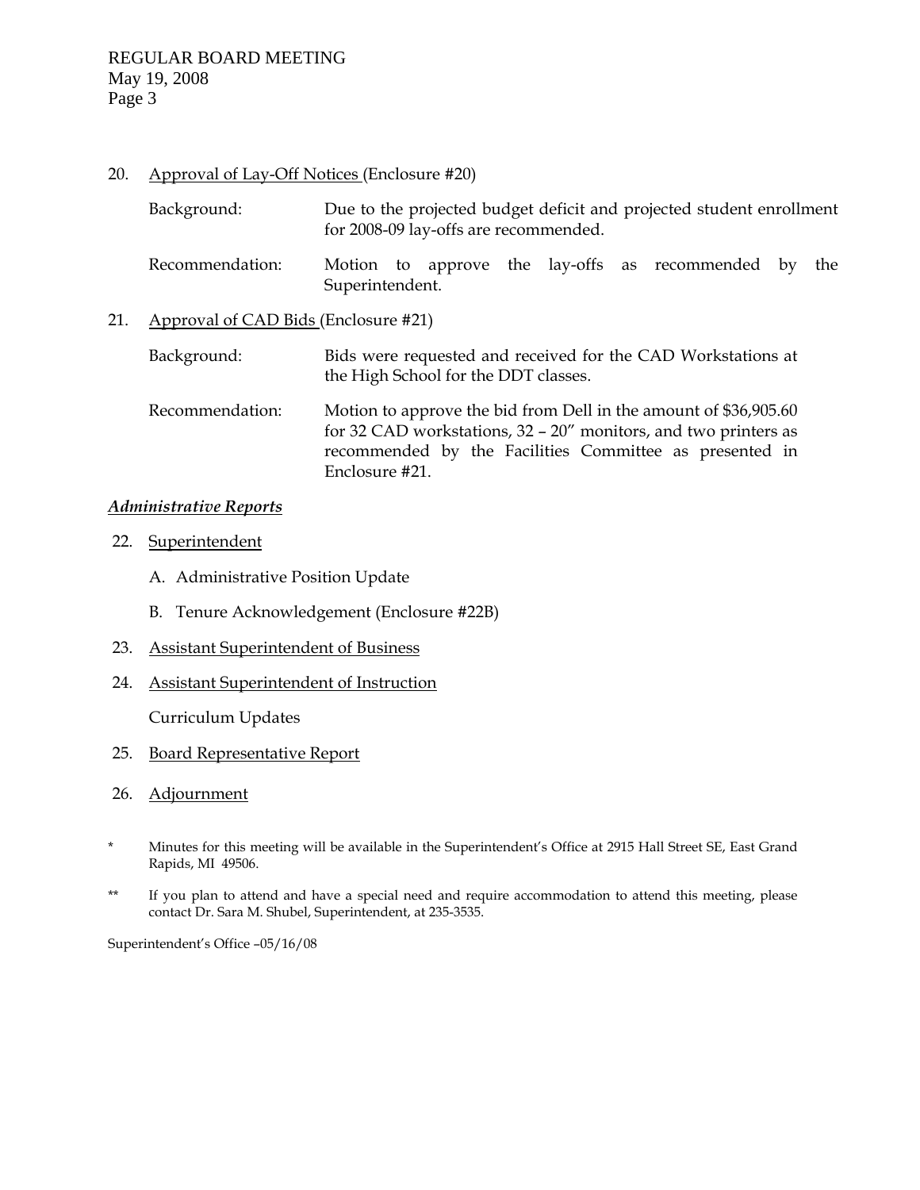20. Approval of Lay-Off Notices (Enclosure #20)

    Background: Due to the projected budget deficit and projected student enrollment for 2008-09 lay-offs are recommended.

    Recommendation: Motion to approve the lay-offs as recommended by the Superintendent.

21. Approval of CAD Bids (Enclosure #21)

    Background: Bids were requested and received for the CAD Workstations at the High School for the DDT classes.

    Recommendation: Motion to approve the bid from Dell in the amount of $36,905.60 for 32 CAD workstations, 32 – 20″ monitors, and two printers as recommended by the Facilities Committee as presented in Enclosure #21.

***Administrative Reports***

22. Superintendent

    A. Administrative Position Update

    B. Tenure Acknowledgement (Enclosure #22B)

23. Assistant Superintendent of Business

24. Assistant Superintendent of Instruction

    Curriculum Updates

25. Board Representative Report

26. Adjournment

\* Minutes for this meeting will be available in the Superintendent's Office at 2915 Hall Street SE, East Grand Rapids, MI 49506.

\*\* If you plan to attend and have a special need and require accommodation to attend this meeting, please contact Dr. Sara M. Shubel, Superintendent, at 235-3535.

Superintendent's Office –05/16/08